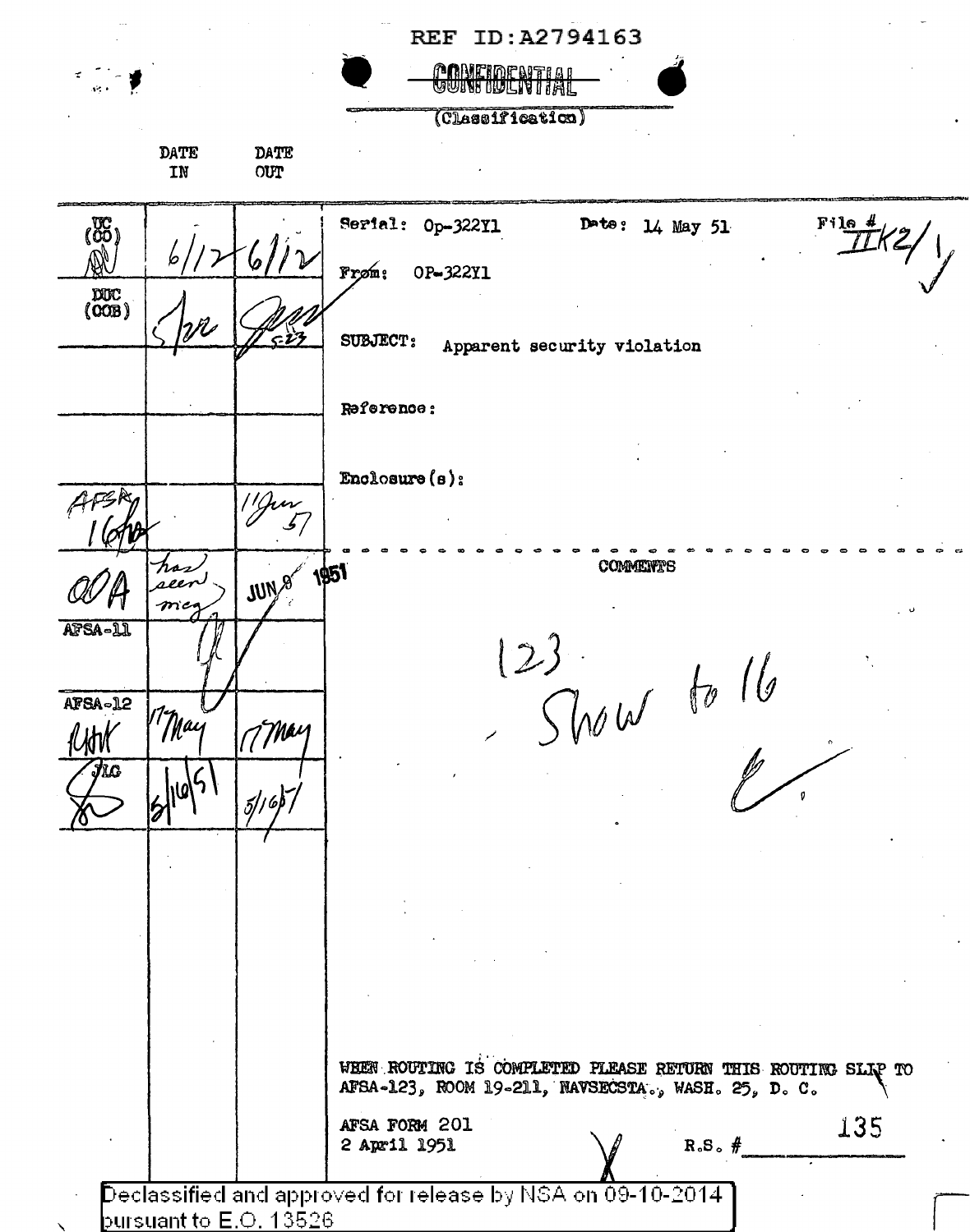REF ID:A2794163

~~CONFIDENTIAL~~

(Classification)

| | DATE IN | DATE OUT | |
|---|---|---|---|
| DC (CO) | 6/12 | 6/12 | Serial: Op-322Y1 Date: 14 May 51 File # IIK2/1 |
| | | | From: OP-322Y1 |
| DDC (COB) | 5/22 | 5/23 | SUBJECT: Apparent security violation |
| | | | Reference: |
| | | | Enclosure(s): |
| AFSA 16 | | 11 Jun 51 | |
| ODA | has seen msg | JUN 8 1951 | COMMENTS |
| AFSA-11 | | | 123 Show to 16 |
| AFSA-12 | 17 May | 17 May | |
| JLC | 5/16/51 | 5/16/51 | |

WHEN ROUTING IS COMPLETED PLEASE RETURN THIS ROUTING SLIP TO AFSA-123, ROOM 19-211, NAVSECSTA., WASH. 25, D. C.

AFSA FORM 201
2 April 1951

R.S. # 135

Declassified and approved for release by NSA on 09-10-2014 pursuant to E.O. 13526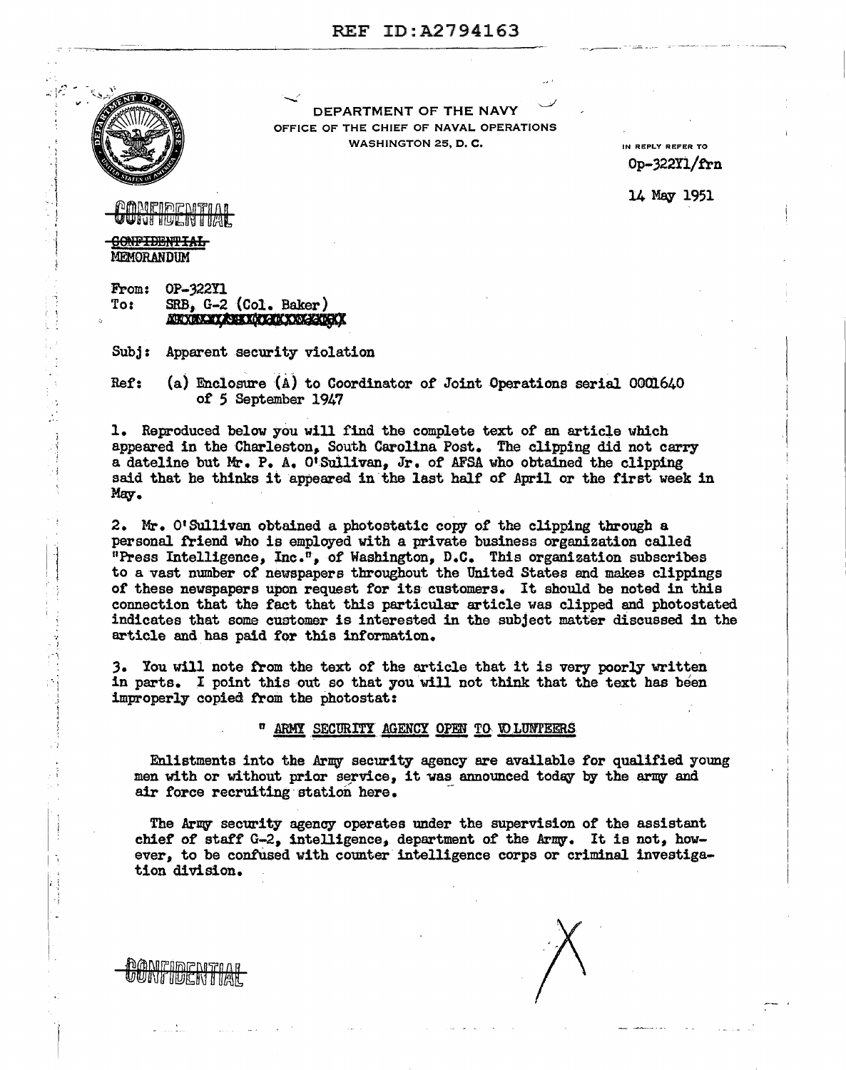REF ID:A2794163

DEPARTMENT OF THE NAVY
OFFICE OF THE CHIEF OF NAVAL OPERATIONS
WASHINGTON 25, D. C.

IN REPLY REFER TO
Op-322Y1/frn

14 May 1951

CONFIDENTIAL

~~CONFIDENTIAL~~
MEMORANDUM

From: OP-322Y1
To: SRB, G-2 (Col. Baker)

Subj: Apparent security violation

Ref: (a) Enclosure (A) to Coordinator of Joint Operations serial 0001640 of 5 September 1947

1. Reproduced below you will find the complete text of an article which appeared in the Charleston, South Carolina Post. The clipping did not carry a dateline but Mr. P. A. O'Sullivan, Jr. of AFSA who obtained the clipping said that he thinks it appeared in the last half of April or the first week in May.

2. Mr. O'Sullivan obtained a photostatic copy of the clipping through a personal friend who is employed with a private business organization called "Press Intelligence, Inc.", of Washington, D.C. This organization subscribes to a vast number of newspapers throughout the United States and makes clippings of these newspapers upon request for its customers. It should be noted in this connection that the fact that this particular article was clipped and photostated indicates that some customer is interested in the subject matter discussed in the article and has paid for this information.

3. You will note from the text of the article that it is very poorly written in parts. I point this out so that you will not think that the text has been improperly copied from the photostat:

" <u>ARMY SECURITY AGENCY OPEN TO VOLUNTEERS</u>

Enlistments into the Army security agency are available for qualified young men with or without prior service, it was announced today by the army and air force recruiting station here.

The Army security agency operates under the supervision of the assistant chief of staff G-2, intelligence, department of the Army. It is not, however, to be confused with counter intelligence corps or criminal investigation division.

CONFIDENTIAL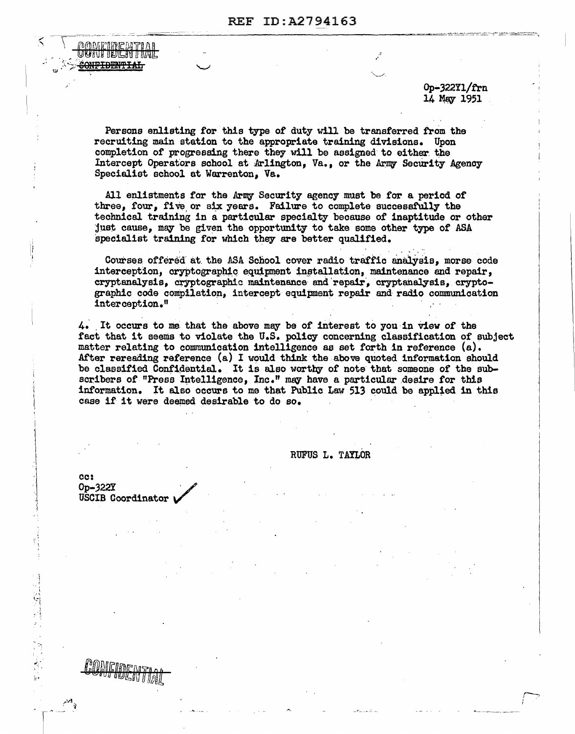CONFIDENTIAL
~~CONFIDENTIAL~~

Op-322Y1/frn
14 May 1951

Persons enlisting for this type of duty will be transferred from the recruiting main station to the appropriate training divisions. Upon completion of progressing there they will be assigned to either the Intercept Operators school at Arlington, Va., or the Army Security Agency Specialist school at Warrenton, Va.

All enlistments for the Army Security agency must be for a period of three, four, five or six years. Failure to complete successfully the technical training in a particular specialty because of inaptitude or other just cause, may be given the opportunity to take some other type of ASA specialist training for which they are better qualified.

Courses offered at the ASA School cover radio traffic analysis, morse code interception, cryptographic equipment installation, maintenance and repair, cryptanalysis, cryptographic maintenance and repair, cryptanalysis, cryptographic code compilation, intercept equipment repair and radio communication interception."

4. It occurs to me that the above may be of interest to you in view of the fact that it seems to violate the U.S. policy concerning classification of subject matter relating to communication intelligence as set forth in reference (a). After rereading reference (a) I would think the above quoted information should be classified Confidential. It is also worthy of note that someone of the subscribers of "Press Intelligence, Inc." may have a particular desire for this information. It also occurs to me that Public Law 513 could be applied in this case if it were deemed desirable to do so.

RUFUS L. TAYLOR

cc:
Op-322Y
USCIB Coordinator ✓

CONFIDENTIAL